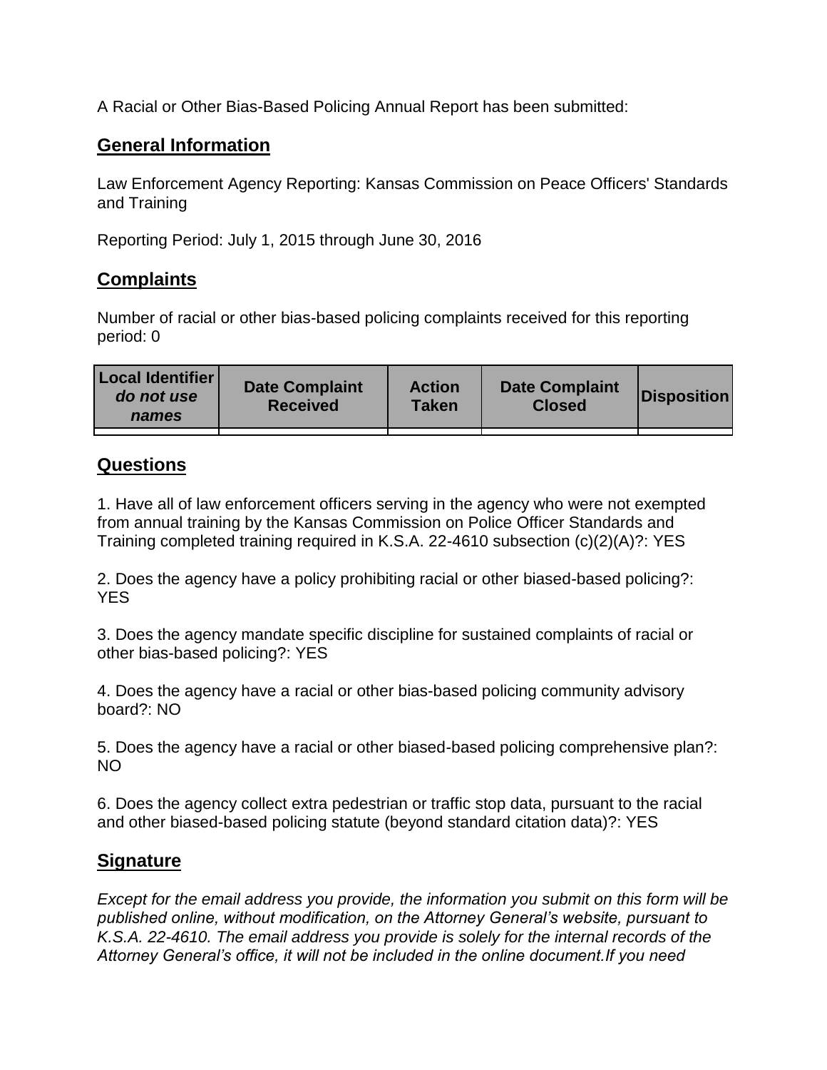A Racial or Other Bias-Based Policing Annual Report has been submitted:

## General Information

Law Enforcement Agency Reporting: Kansas Commission on Peace Officers' Standards and Training

Reporting Period: July 1, 2015 through June 30, 2016

## Complaints

Number of racial or other bias-based policing complaints received for this reporting period: 0

| Local Identifier *do not use names* | Date Complaint Received | Action Taken | Date Complaint Closed | Disposition |
|---|---|---|---|---|
| | | | | |

## Questions

1. Have all of law enforcement officers serving in the agency who were not exempted from annual training by the Kansas Commission on Police Officer Standards and Training completed training required in K.S.A. 22-4610 subsection (c)(2)(A)?: YES

2. Does the agency have a policy prohibiting racial or other biased-based policing?: YES

3. Does the agency mandate specific discipline for sustained complaints of racial or other bias-based policing?: YES

4. Does the agency have a racial or other bias-based policing community advisory board?: NO

5. Does the agency have a racial or other biased-based policing comprehensive plan?: NO

6. Does the agency collect extra pedestrian or traffic stop data, pursuant to the racial and other biased-based policing statute (beyond standard citation data)?: YES

## Signature

*Except for the email address you provide, the information you submit on this form will be published online, without modification, on the Attorney General's website, pursuant to K.S.A. 22-4610. The email address you provide is solely for the internal records of the Attorney General's office, it will not be included in the online document.If you need*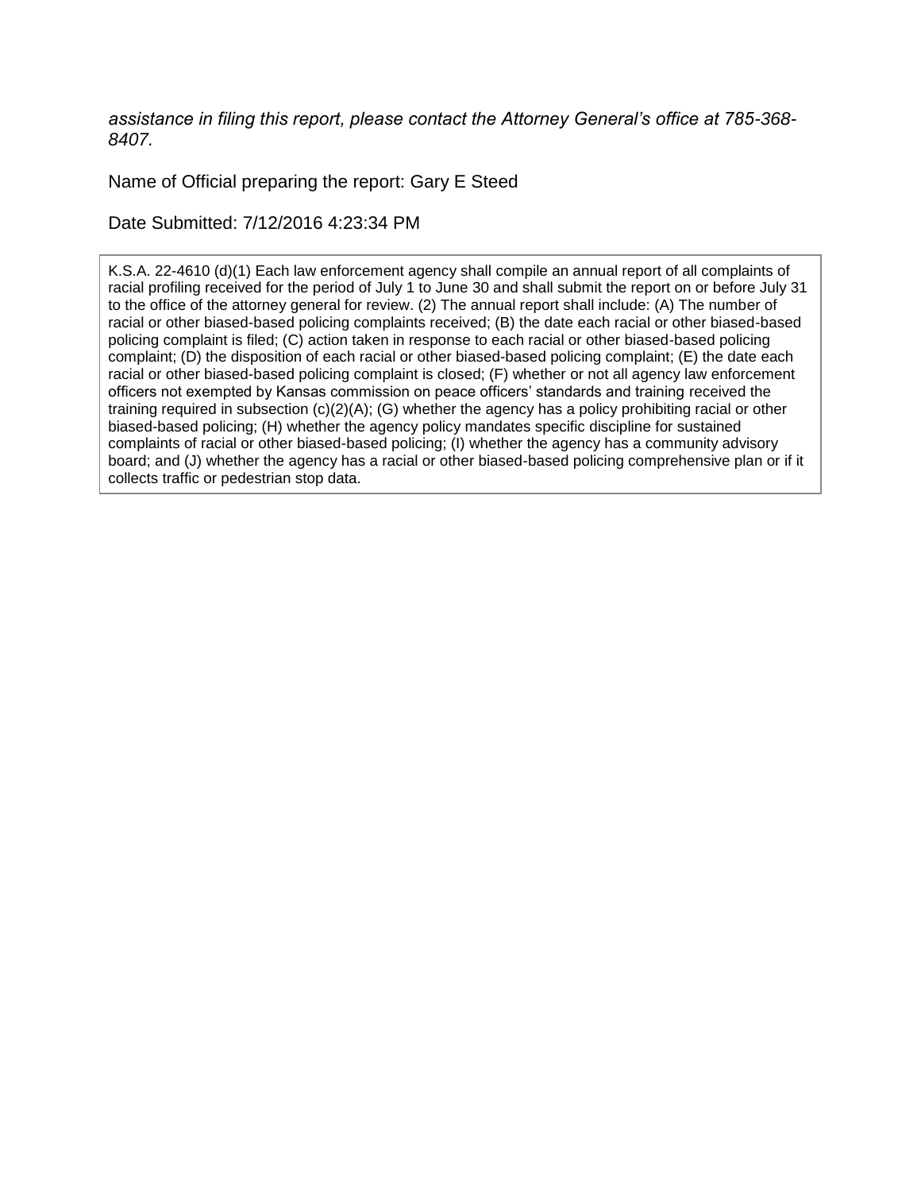*assistance in filing this report, please contact the Attorney General's office at 785-368-8407.*

Name of Official preparing the report: Gary E Steed

Date Submitted: 7/12/2016 4:23:34 PM

K.S.A. 22-4610 (d)(1) Each law enforcement agency shall compile an annual report of all complaints of racial profiling received for the period of July 1 to June 30 and shall submit the report on or before July 31 to the office of the attorney general for review. (2) The annual report shall include: (A) The number of racial or other biased-based policing complaints received; (B) the date each racial or other biased-based policing complaint is filed; (C) action taken in response to each racial or other biased-based policing complaint; (D) the disposition of each racial or other biased-based policing complaint; (E) the date each racial or other biased-based policing complaint is closed; (F) whether or not all agency law enforcement officers not exempted by Kansas commission on peace officers' standards and training received the training required in subsection (c)(2)(A); (G) whether the agency has a policy prohibiting racial or other biased-based policing; (H) whether the agency policy mandates specific discipline for sustained complaints of racial or other biased-based policing; (I) whether the agency has a community advisory board; and (J) whether the agency has a racial or other biased-based policing comprehensive plan or if it collects traffic or pedestrian stop data.